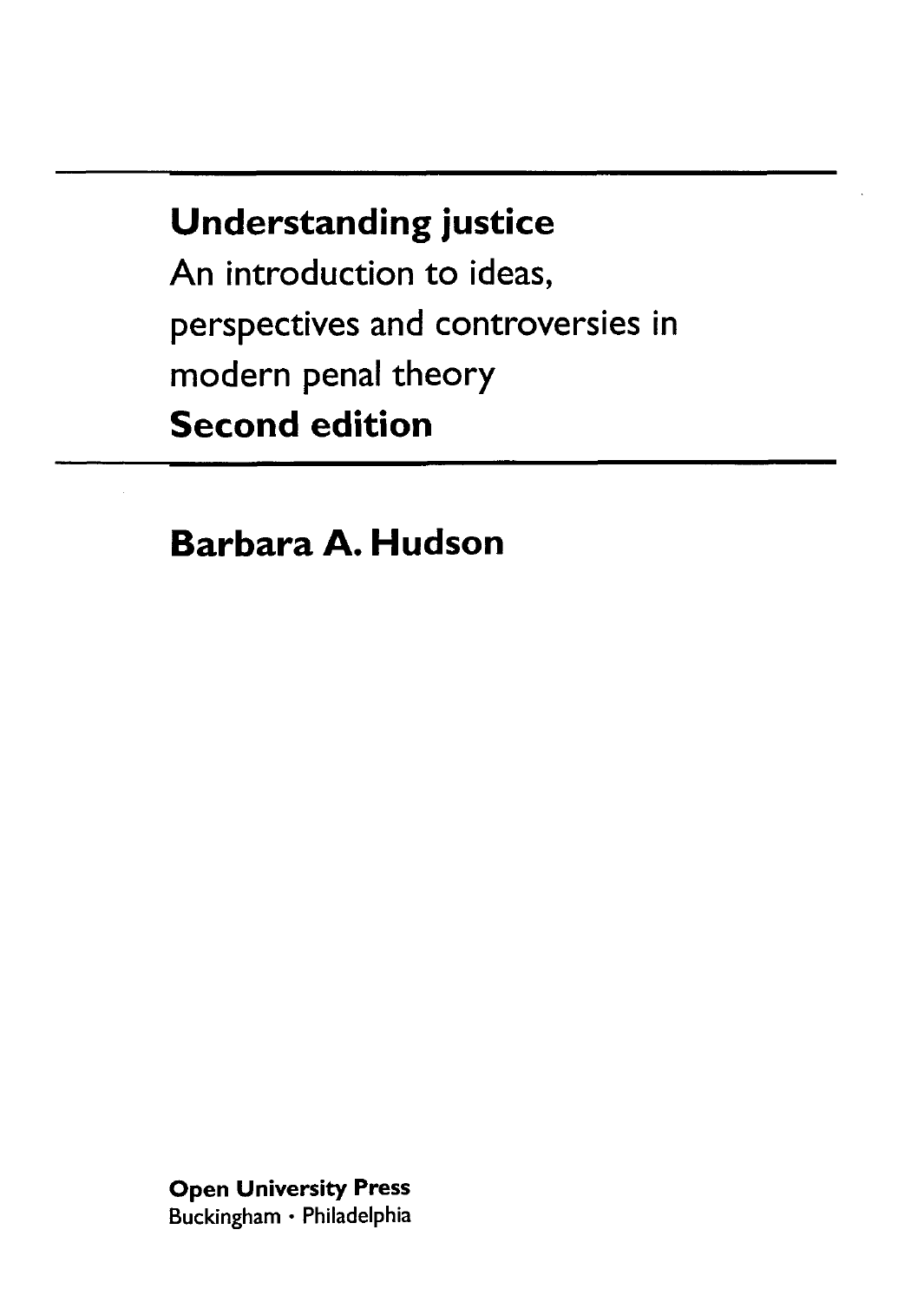# Understanding justice

An introduction to ideas, perspectives and controversies in modern penal theory

**Second edition**

**Barbara A. Hudson**

**Open University Press**
Buckingham · Philadelphia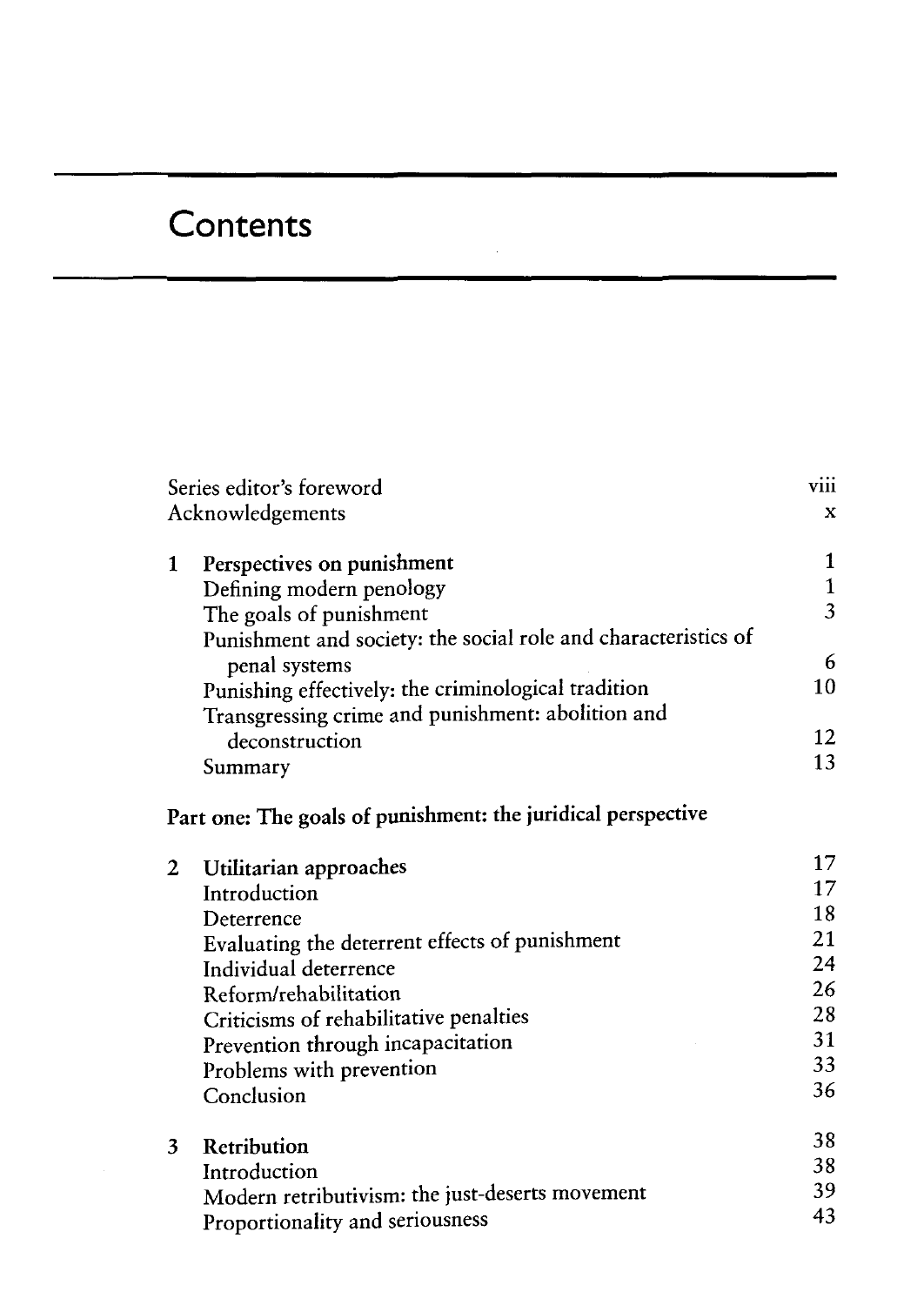# Contents

| | |
|---|---|
| Series editor's foreword | viii |
| Acknowledgements | x |
| **1 Perspectives on punishment** | 1 |
| Defining modern penology | 1 |
| The goals of punishment | 3 |
| Punishment and society: the social role and characteristics of penal systems | 6 |
| Punishing effectively: the criminological tradition | 10 |
| Transgressing crime and punishment: abolition and deconstruction | 12 |
| Summary | 13 |

**Part one: The goals of punishment: the juridical perspective**

| | |
|---|---|
| **2 Utilitarian approaches** | 17 |
| Introduction | 17 |
| Deterrence | 18 |
| Evaluating the deterrent effects of punishment | 21 |
| Individual deterrence | 24 |
| Reform/rehabilitation | 26 |
| Criticisms of rehabilitative penalties | 28 |
| Prevention through incapacitation | 31 |
| Problems with prevention | 33 |
| Conclusion | 36 |
| **3 Retribution** | 38 |
| Introduction | 38 |
| Modern retributivism: the just-deserts movement | 39 |
| Proportionality and seriousness | 43 |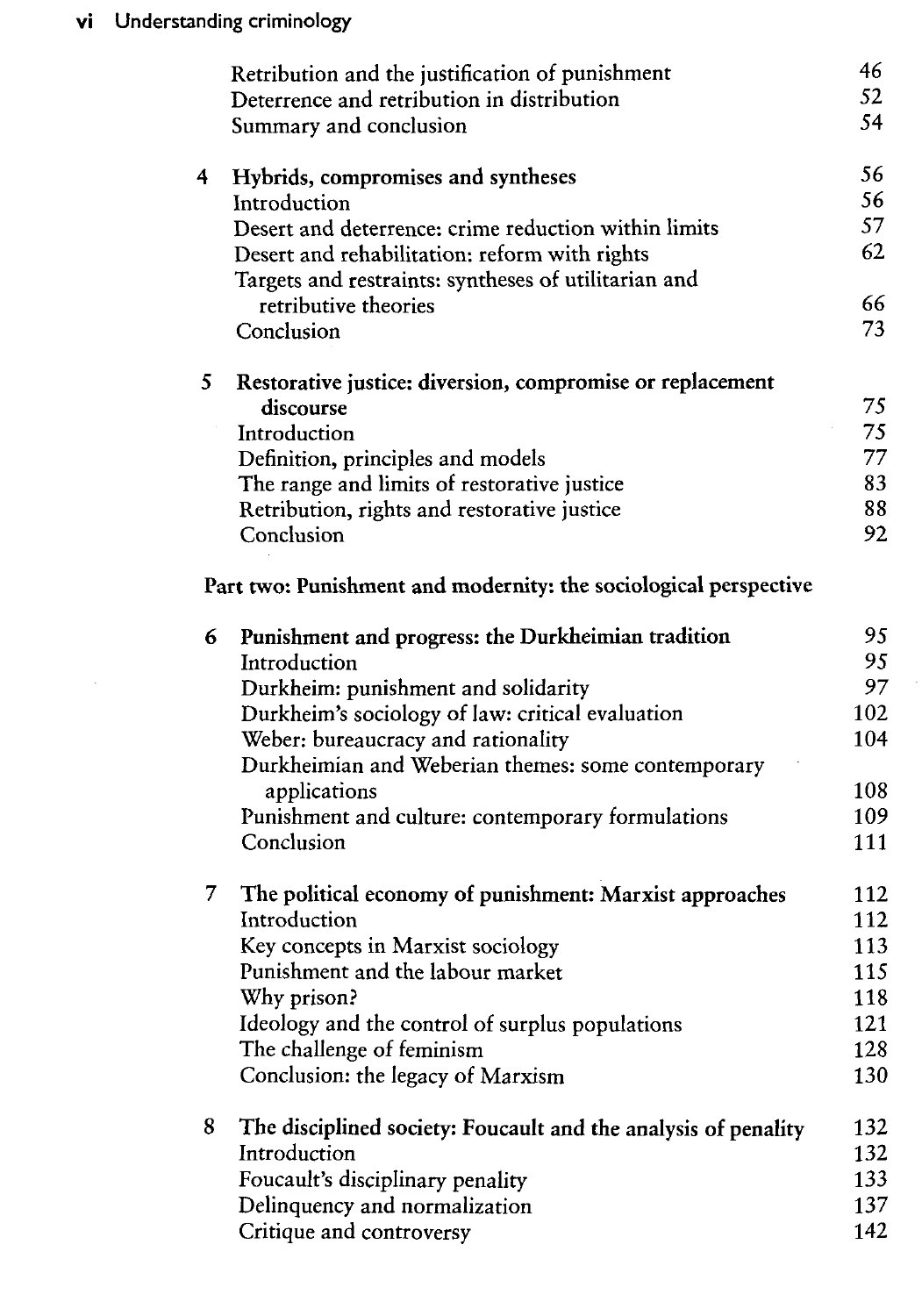| | | |
|---|---|---|
| | Retribution and the justification of punishment | 46 |
| | Deterrence and retribution in distribution | 52 |
| | Summary and conclusion | 54 |
| **4** | **Hybrids, compromises and syntheses** | 56 |
| | Introduction | 56 |
| | Desert and deterrence: crime reduction within limits | 57 |
| | Desert and rehabilitation: reform with rights | 62 |
| | Targets and restraints: syntheses of utilitarian and retributive theories | 66 |
| | Conclusion | 73 |
| **5** | **Restorative justice: diversion, compromise or replacement discourse** | 75 |
| | Introduction | 75 |
| | Definition, principles and models | 77 |
| | The range and limits of restorative justice | 83 |
| | Retribution, rights and restorative justice | 88 |
| | Conclusion | 92 |

**Part two: Punishment and modernity: the sociological perspective**

| | | |
|---|---|---|
| **6** | **Punishment and progress: the Durkheimian tradition** | 95 |
| | Introduction | 95 |
| | Durkheim: punishment and solidarity | 97 |
| | Durkheim's sociology of law: critical evaluation | 102 |
| | Weber: bureaucracy and rationality | 104 |
| | Durkheimian and Weberian themes: some contemporary applications | 108 |
| | Punishment and culture: contemporary formulations | 109 |
| | Conclusion | 111 |
| **7** | **The political economy of punishment: Marxist approaches** | 112 |
| | Introduction | 112 |
| | Key concepts in Marxist sociology | 113 |
| | Punishment and the labour market | 115 |
| | Why prison? | 118 |
| | Ideology and the control of surplus populations | 121 |
| | The challenge of feminism | 128 |
| | Conclusion: the legacy of Marxism | 130 |
| **8** | **The disciplined society: Foucault and the analysis of penality** | 132 |
| | Introduction | 132 |
| | Foucault's disciplinary penality | 133 |
| | Delinquency and normalization | 137 |
| | Critique and controversy | 142 |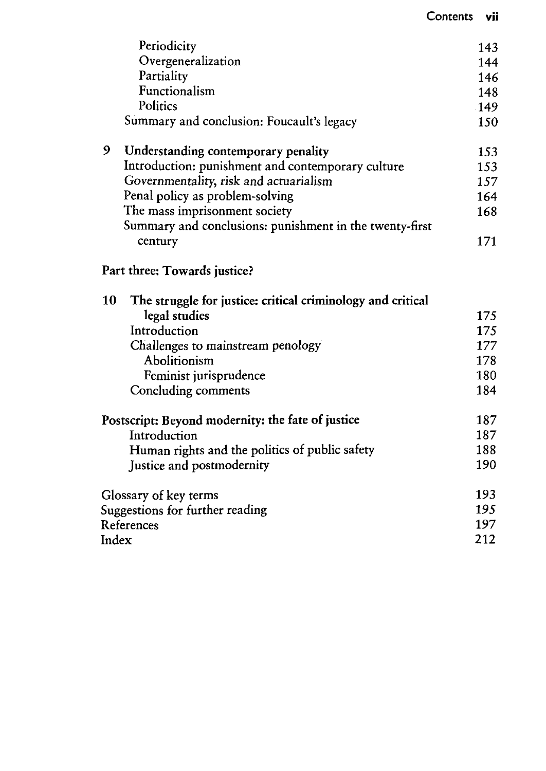| | |
|---|---|
| Periodicity | 143 |
| Overgeneralization | 144 |
| Partiality | 146 |
| Functionalism | 148 |
| Politics | 149 |
| Summary and conclusion: Foucault's legacy | 150 |
| **9 Understanding contemporary penality** | **153** |
| Introduction: punishment and contemporary culture | 153 |
| Governmentality, risk and actuarialism | 157 |
| Penal policy as problem-solving | 164 |
| The mass imprisonment society | 168 |
| Summary and conclusions: punishment in the twenty-first century | 171 |

**Part three: Towards justice?**

| | |
|---|---|
| **10 The struggle for justice: critical criminology and critical legal studies** | **175** |
| Introduction | 175 |
| Challenges to mainstream penology | 177 |
| Abolitionism | 178 |
| Feminist jurisprudence | 180 |
| Concluding comments | 184 |
| **Postscript: Beyond modernity: the fate of justice** | **187** |
| Introduction | 187 |
| Human rights and the politics of public safety | 188 |
| Justice and postmodernity | 190 |
| Glossary of key terms | 193 |
| Suggestions for further reading | 195 |
| References | 197 |
| Index | 212 |